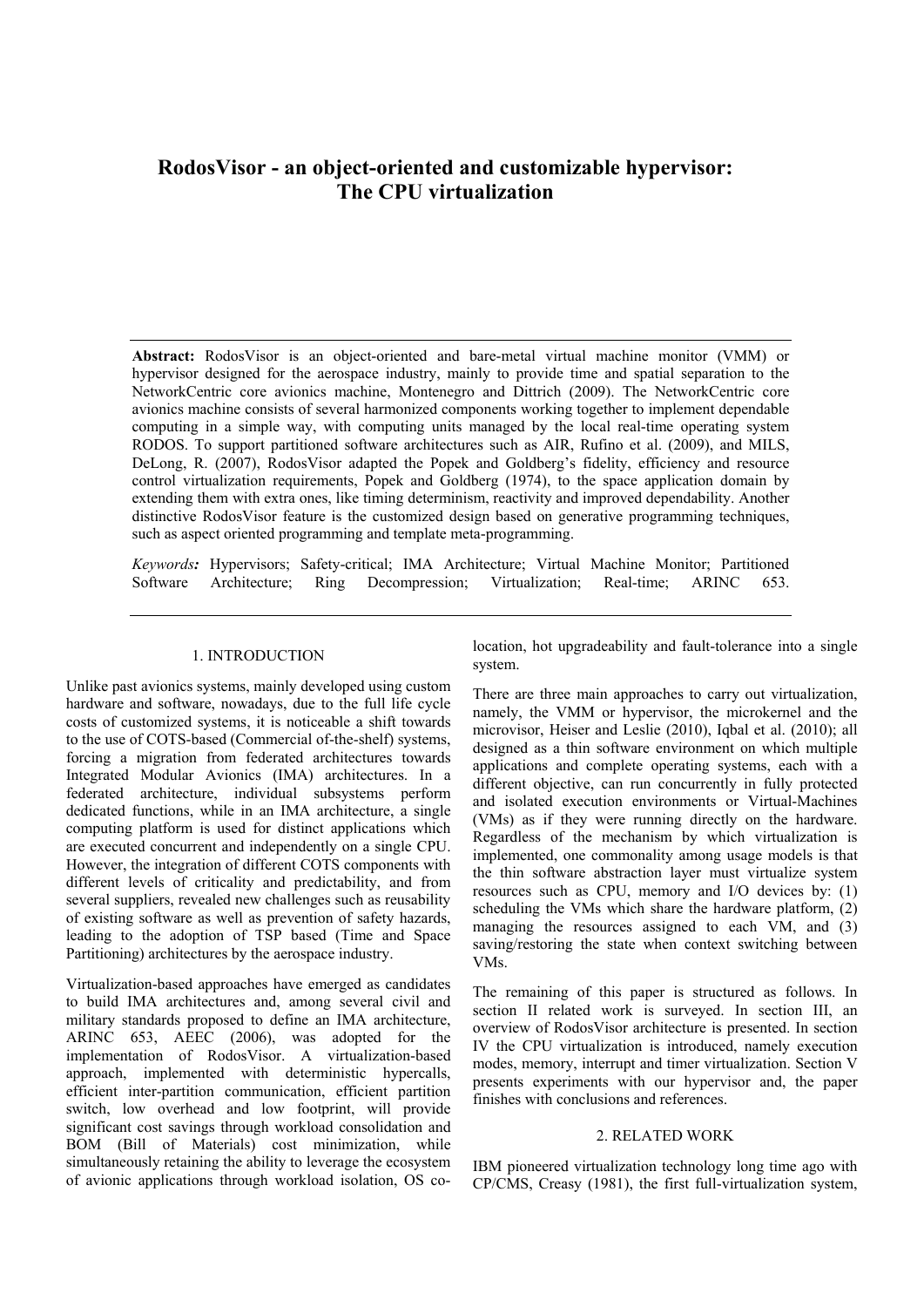# RodosVisor - an object-oriented and customizable hypervisor: The CPU virtualization

**Abstract:** RodosVisor is an object-oriented and bare-metal virtual machine monitor (VMM) or hypervisor designed for the aerospace industry, mainly to provide time and spatial separation to the NetworkCentric core avionics machine, Montenegro and Dittrich (2009). The NetworkCentric core avionics machine consists of several harmonized components working together to implement dependable computing in a simple way, with computing units managed by the local real-time operating system RODOS. To support partitioned software architectures such as AIR, Rufino et al. (2009), and MILS, DeLong, R. (2007), RodosVisor adapted the Popek and Goldberg's fidelity, efficiency and resource control virtualization requirements, Popek and Goldberg (1974), to the space application domain by extending them with extra ones, like timing determinism, reactivity and improved dependability. Another distinctive RodosVisor feature is the customized design based on generative programming techniques, such as aspect oriented programming and template meta-programming.

*Keywords:* Hypervisors; Safety-critical; IMA Architecture; Virtual Machine Monitor; Partitioned Software Architecture; Ring Decompression; Virtualization; Real-time; ARINC 653.

## 1. INTRODUCTION

Unlike past avionics systems, mainly developed using custom hardware and software, nowadays, due to the full life cycle costs of customized systems, it is noticeable a shift towards to the use of COTS-based (Commercial of-the-shelf) systems, forcing a migration from federated architectures towards Integrated Modular Avionics (IMA) architectures. In a federated architecture, individual subsystems perform dedicated functions, while in an IMA architecture, a single computing platform is used for distinct applications which are executed concurrent and independently on a single CPU. However, the integration of different COTS components with different levels of criticality and predictability, and from several suppliers, revealed new challenges such as reusability of existing software as well as prevention of safety hazards, leading to the adoption of TSP based (Time and Space Partitioning) architectures by the aerospace industry.

Virtualization-based approaches have emerged as candidates to build IMA architectures and, among several civil and military standards proposed to define an IMA architecture, ARINC 653, AEEC (2006), was adopted for the implementation of RodosVisor. A virtualization-based approach, implemented with deterministic hypercalls, efficient inter-partition communication, efficient partition switch, low overhead and low footprint, will provide significant cost savings through workload consolidation and BOM (Bill of Materials) cost minimization, while simultaneously retaining the ability to leverage the ecosystem of avionic applications through workload isolation, OS co-location, hot upgradeability and fault-tolerance into a single system.

There are three main approaches to carry out virtualization, namely, the VMM or hypervisor, the microkernel and the microvisor, Heiser and Leslie (2010), Iqbal et al. (2010); all designed as a thin software environment on which multiple applications and complete operating systems, each with a different objective, can run concurrently in fully protected and isolated execution environments or Virtual-Machines (VMs) as if they were running directly on the hardware. Regardless of the mechanism by which virtualization is implemented, one commonality among usage models is that the thin software abstraction layer must virtualize system resources such as CPU, memory and I/O devices by: (1) scheduling the VMs which share the hardware platform, (2) managing the resources assigned to each VM, and (3) saving/restoring the state when context switching between VMs.

The remaining of this paper is structured as follows. In section II related work is surveyed. In section III, an overview of RodosVisor architecture is presented. In section IV the CPU virtualization is introduced, namely execution modes, memory, interrupt and timer virtualization. Section V presents experiments with our hypervisor and, the paper finishes with conclusions and references.

## 2. RELATED WORK

IBM pioneered virtualization technology long time ago with CP/CMS, Creasy (1981), the first full-virtualization system,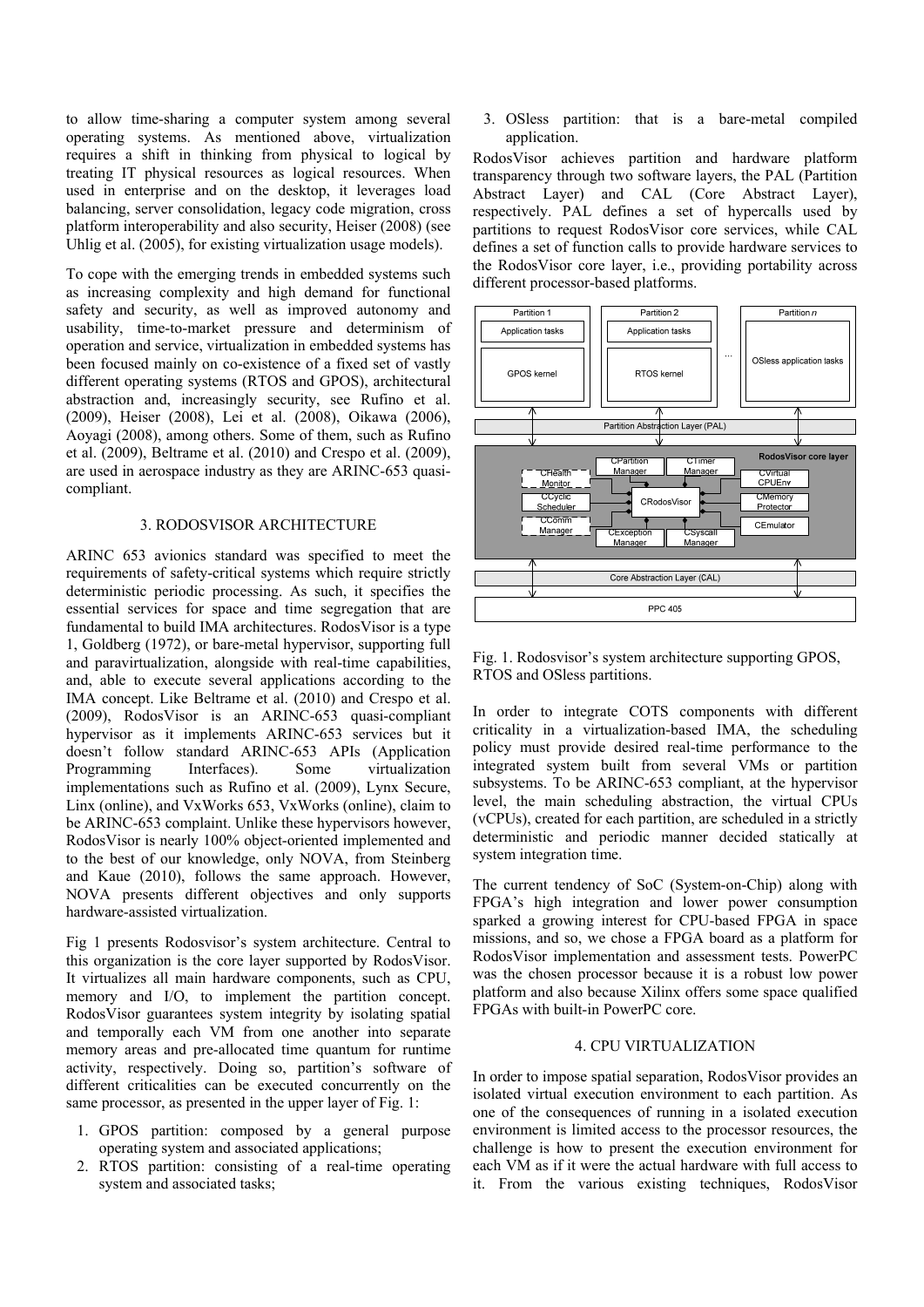to allow time-sharing a computer system among several operating systems. As mentioned above, virtualization requires a shift in thinking from physical to logical by treating IT physical resources as logical resources. When used in enterprise and on the desktop, it leverages load balancing, server consolidation, legacy code migration, cross platform interoperability and also security, Heiser (2008) (see Uhlig et al. (2005), for existing virtualization usage models).

To cope with the emerging trends in embedded systems such as increasing complexity and high demand for functional safety and security, as well as improved autonomy and usability, time-to-market pressure and determinism of operation and service, virtualization in embedded systems has been focused mainly on co-existence of a fixed set of vastly different operating systems (RTOS and GPOS), architectural abstraction and, increasingly security, see Rufino et al. (2009), Heiser (2008), Lei et al. (2008), Oikawa (2006), Aoyagi (2008), among others. Some of them, such as Rufino et al. (2009), Beltrame et al. (2010) and Crespo et al. (2009), are used in aerospace industry as they are ARINC-653 quasi-compliant.

## 3. RODOSVISOR ARCHITECTURE

ARINC 653 avionics standard was specified to meet the requirements of safety-critical systems which require strictly deterministic periodic processing. As such, it specifies the essential services for space and time segregation that are fundamental to build IMA architectures. RodosVisor is a type 1, Goldberg (1972), or bare-metal hypervisor, supporting full and paravirtualization, alongside with real-time capabilities, and, able to execute several applications according to the IMA concept. Like Beltrame et al. (2010) and Crespo et al. (2009), RodosVisor is an ARINC-653 quasi-compliant hypervisor as it implements ARINC-653 services but it doesn't follow standard ARINC-653 APIs (Application Programming Interfaces). Some virtualization implementations such as Rufino et al. (2009), Lynx Secure, Linx (online), and VxWorks 653, VxWorks (online), claim to be ARINC-653 complaint. Unlike these hypervisors however, RodosVisor is nearly 100% object-oriented implemented and to the best of our knowledge, only NOVA, from Steinberg and Kaue (2010), follows the same approach. However, NOVA presents different objectives and only supports hardware-assisted virtualization.

Fig 1 presents Rodosvisor's system architecture. Central to this organization is the core layer supported by RodosVisor. It virtualizes all main hardware components, such as CPU, memory and I/O, to implement the partition concept. RodosVisor guarantees system integrity by isolating spatial and temporally each VM from one another into separate memory areas and pre-allocated time quantum for runtime activity, respectively. Doing so, partition's software of different criticalities can be executed concurrently on the same processor, as presented in the upper layer of Fig. 1:

1. GPOS partition: composed by a general purpose operating system and associated applications;
2. RTOS partition: consisting of a real-time operating system and associated tasks;
3. OSless partition: that is a bare-metal compiled application.

RodosVisor achieves partition and hardware platform transparency through two software layers, the PAL (Partition Abstract Layer) and CAL (Core Abstract Layer), respectively. PAL defines a set of hypercalls used by partitions to request RodosVisor core services, while CAL defines a set of function calls to provide hardware services to the RodosVisor core layer, i.e., providing portability across different processor-based platforms.

Fig. 1. Rodosvisor's system architecture supporting GPOS, RTOS and OSless partitions.

In order to integrate COTS components with different criticality in a virtualization-based IMA, the scheduling policy must provide desired real-time performance to the integrated system built from several VMs or partition subsystems. To be ARINC-653 compliant, at the hypervisor level, the main scheduling abstraction, the virtual CPUs (vCPUs), created for each partition, are scheduled in a strictly deterministic and periodic manner decided statically at system integration time.

The current tendency of SoC (System-on-Chip) along with FPGA's high integration and lower power consumption sparked a growing interest for CPU-based FPGA in space missions, and so, we chose a FPGA board as a platform for RodosVisor implementation and assessment tests. PowerPC was the chosen processor because it is a robust low power platform and also because Xilinx offers some space qualified FPGAs with built-in PowerPC core.

## 4. CPU VIRTUALIZATION

In order to impose spatial separation, RodosVisor provides an isolated virtual execution environment to each partition. As one of the consequences of running in a isolated execution environment is limited access to the processor resources, the challenge is how to present the execution environment for each VM as if it were the actual hardware with full access to it. From the various existing techniques, RodosVisor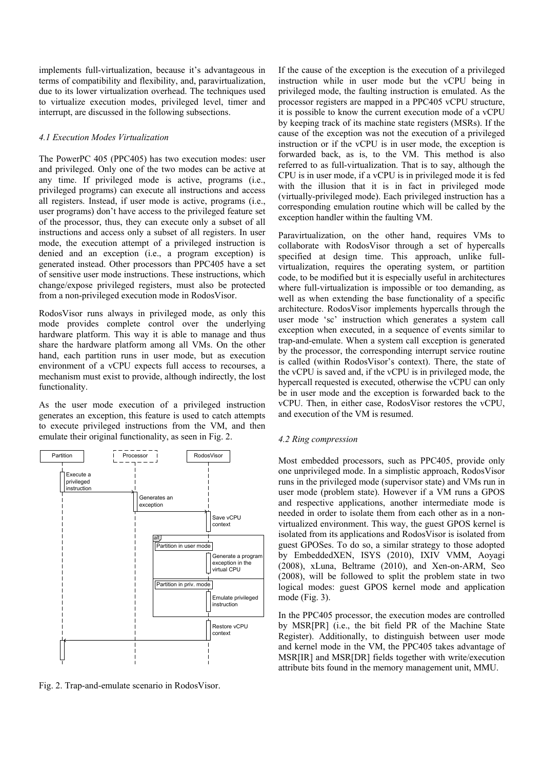implements full-virtualization, because it's advantageous in terms of compatibility and flexibility, and, paravirtualization, due to its lower virtualization overhead. The techniques used to virtualize execution modes, privileged level, timer and interrupt, are discussed in the following subsections.

### *4.1 Execution Modes Virtualization*

The PowerPC 405 (PPC405) has two execution modes: user and privileged. Only one of the two modes can be active at any time. If privileged mode is active, programs (i.e., privileged programs) can execute all instructions and access all registers. Instead, if user mode is active, programs (i.e., user programs) don't have access to the privileged feature set of the processor, thus, they can execute only a subset of all instructions and access only a subset of all registers. In user mode, the execution attempt of a privileged instruction is denied and an exception (i.e., a program exception) is generated instead. Other processors than PPC405 have a set of sensitive user mode instructions. These instructions, which change/expose privileged registers, must also be protected from a non-privileged execution mode in RodosVisor.

RodosVisor runs always in privileged mode, as only this mode provides complete control over the underlying hardware platform. This way it is able to manage and thus share the hardware platform among all VMs. On the other hand, each partition runs in user mode, but as execution environment of a vCPU expects full access to recourses, a mechanism must exist to provide, although indirectly, the lost functionality.

As the user mode execution of a privileged instruction generates an exception, this feature is used to catch attempts to execute privileged instructions from the VM, and then emulate their original functionality, as seen in Fig. 2.

Fig. 2. Trap-and-emulate scenario in RodosVisor.

If the cause of the exception is the execution of a privileged instruction while in user mode but the vCPU being in privileged mode, the faulting instruction is emulated. As the processor registers are mapped in a PPC405 vCPU structure, it is possible to know the current execution mode of a vCPU by keeping track of its machine state registers (MSRs). If the cause of the exception was not the execution of a privileged instruction or if the vCPU is in user mode, the exception is forwarded back, as is, to the VM. This method is also referred to as full-virtualization. That is to say, although the CPU is in user mode, if a vCPU is in privileged mode it is fed with the illusion that it is in fact in privileged mode (virtually-privileged mode). Each privileged instruction has a corresponding emulation routine which will be called by the exception handler within the faulting VM.

Paravirtualization, on the other hand, requires VMs to collaborate with RodosVisor through a set of hypercalls specified at design time. This approach, unlike full-virtualization, requires the operating system, or partition code, to be modified but it is especially useful in architectures where full-virtualization is impossible or too demanding, as well as when extending the base functionality of a specific architecture. RodosVisor implements hypercalls through the user mode 'sc' instruction which generates a system call exception when executed, in a sequence of events similar to trap-and-emulate. When a system call exception is generated by the processor, the corresponding interrupt service routine is called (within RodosVisor's context). There, the state of the vCPU is saved and, if the vCPU is in privileged mode, the hypercall requested is executed, otherwise the vCPU can only be in user mode and the exception is forwarded back to the vCPU. Then, in either case, RodosVisor restores the vCPU, and execution of the VM is resumed.

### *4.2 Ring compression*

Most embedded processors, such as PPC405, provide only one unprivileged mode. In a simplistic approach, RodosVisor runs in the privileged mode (supervisor state) and VMs run in user mode (problem state). However if a VM runs a GPOS and respective applications, another intermediate mode is needed in order to isolate them from each other as in a non-virtualized environment. This way, the guest GPOS kernel is isolated from its applications and RodosVisor is isolated from guest GPOSes. To do so, a similar strategy to those adopted by EmbeddedXEN, ISYS (2010), IXIV VMM, Aoyagi (2008), xLuna, Beltrame (2010), and Xen-on-ARM, Seo (2008), will be followed to split the problem state in two logical modes: guest GPOS kernel mode and application mode (Fig. 3).

In the PPC405 processor, the execution modes are controlled by MSR[PR] (i.e., the bit field PR of the Machine State Register). Additionally, to distinguish between user mode and kernel mode in the VM, the PPC405 takes advantage of MSR[IR] and MSR[DR] fields together with write/execution attribute bits found in the memory management unit, MMU.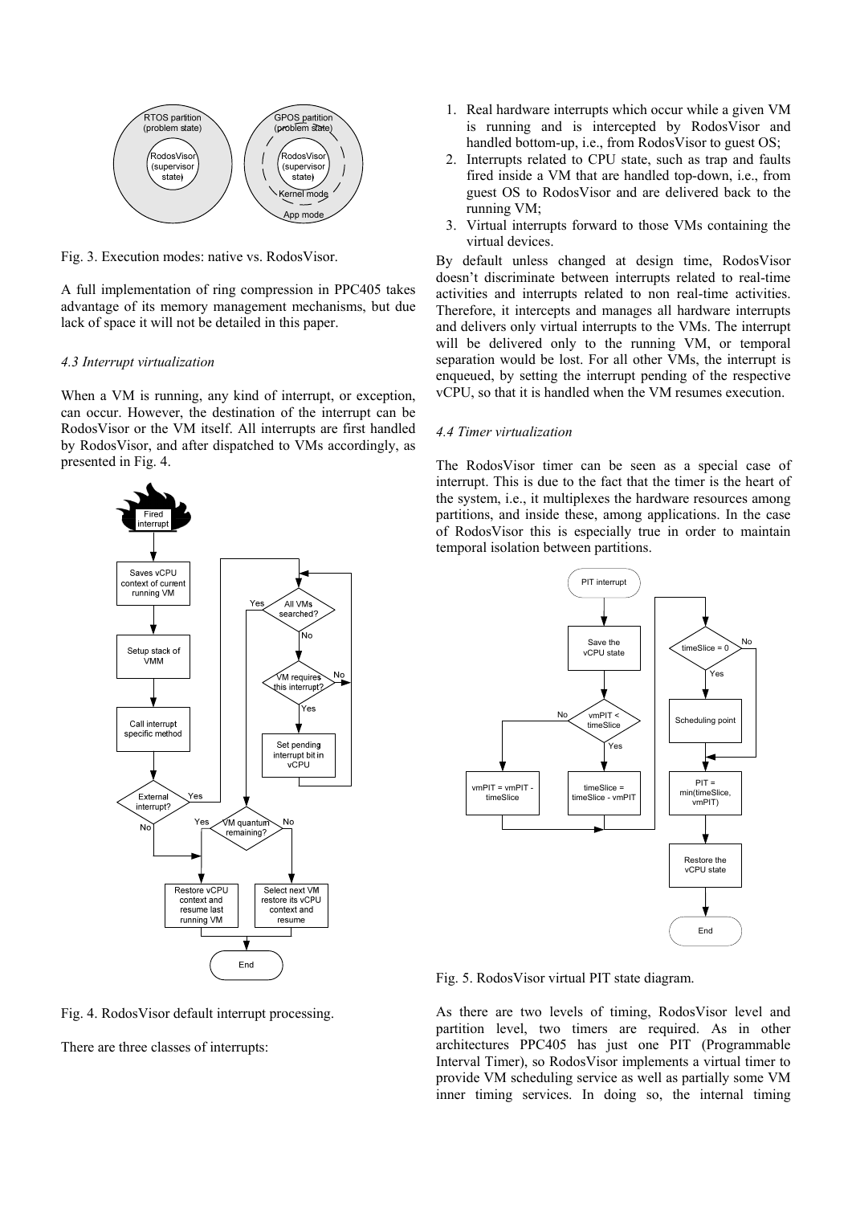Fig. 3. Execution modes: native vs. RodosVisor.

A full implementation of ring compression in PPC405 takes advantage of its memory management mechanisms, but due lack of space it will not be detailed in this paper.

### *4.3 Interrupt virtualization*

When a VM is running, any kind of interrupt, or exception, can occur. However, the destination of the interrupt can be RodosVisor or the VM itself. All interrupts are first handled by RodosVisor, and after dispatched to VMs accordingly, as presented in Fig. 4.

Fig. 4. RodosVisor default interrupt processing.

There are three classes of interrupts:

1. Real hardware interrupts which occur while a given VM is running and is intercepted by RodosVisor and handled bottom-up, i.e., from RodosVisor to guest OS;
2. Interrupts related to CPU state, such as trap and faults fired inside a VM that are handled top-down, i.e., from guest OS to RodosVisor and are delivered back to the running VM;
3. Virtual interrupts forward to those VMs containing the virtual devices.

By default unless changed at design time, RodosVisor doesn't discriminate between interrupts related to real-time activities and interrupts related to non real-time activities. Therefore, it intercepts and manages all hardware interrupts and delivers only virtual interrupts to the VMs. The interrupt will be delivered only to the running VM, or temporal separation would be lost. For all other VMs, the interrupt is enqueued, by setting the interrupt pending of the respective vCPU, so that it is handled when the VM resumes execution.

### *4.4 Timer virtualization*

The RodosVisor timer can be seen as a special case of interrupt. This is due to the fact that the timer is the heart of the system, i.e., it multiplexes the hardware resources among partitions, and inside these, among applications. In the case of RodosVisor this is especially true in order to maintain temporal isolation between partitions.

Fig. 5. RodosVisor virtual PIT state diagram.

As there are two levels of timing, RodosVisor level and partition level, two timers are required. As in other architectures PPC405 has just one PIT (Programmable Interval Timer), so RodosVisor implements a virtual timer to provide VM scheduling service as well as partially some VM inner timing services. In doing so, the internal timing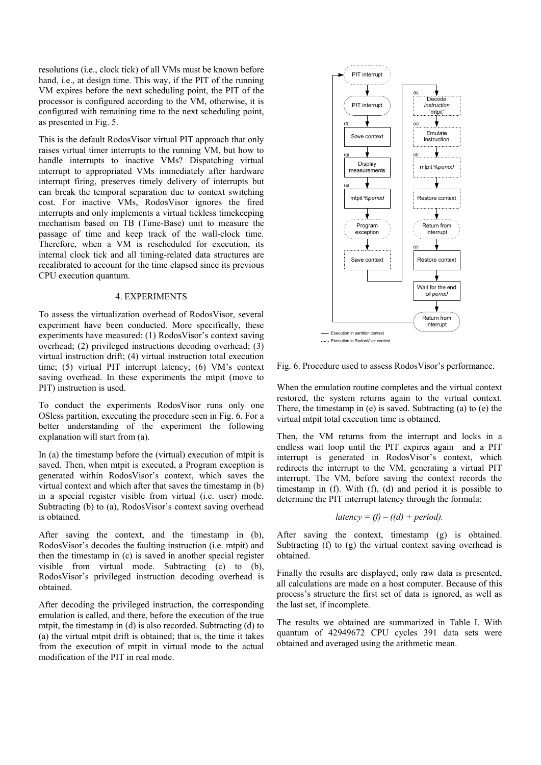resolutions (i.e., clock tick) of all VMs must be known before hand, i.e., at design time. This way, if the PIT of the running VM expires before the next scheduling point, the PIT of the processor is configured according to the VM, otherwise, it is configured with remaining time to the next scheduling point, as presented in Fig. 5.

This is the default RodosVisor virtual PIT approach that only raises virtual timer interrupts to the running VM, but how to handle interrupts to inactive VMs? Dispatching virtual interrupt to appropriated VMs immediately after hardware interrupt firing, preserves timely delivery of interrupts but can break the temporal separation due to context switching cost. For inactive VMs, RodosVisor ignores the fired interrupts and only implements a virtual tickless timekeeping mechanism based on TB (Time-Base) unit to measure the passage of time and keep track of the wall-clock time. Therefore, when a VM is rescheduled for execution, its internal clock tick and all timing-related data structures are recalibrated to account for the time elapsed since its previous CPU execution quantum.

## 4. EXPERIMENTS

To assess the virtualization overhead of RodosVisor, several experiment have been conducted. More specifically, these experiments have measured: (1) RodosVisor's context saving overhead; (2) privileged instructions decoding overhead; (3) virtual instruction drift; (4) virtual instruction total execution time; (5) virtual PIT interrupt latency; (6) VM's context saving overhead. In these experiments the mtpit (move to PIT) instruction is used.

To conduct the experiments RodosVisor runs only one OSless partition, executing the procedure seen in Fig. 6. For a better understanding of the experiment the following explanation will start from (a).

In (a) the timestamp before the (virtual) execution of mtpit is saved. Then, when mtpit is executed, a Program exception is generated within RodosVisor's context, which saves the virtual context and which after that saves the timestamp in (b) in a special register visible from virtual (i.e. user) mode. Subtracting (b) to (a), RodosVisor's context saving overhead is obtained.

After saving the context, and the timestamp in (b), RodosVisor's decodes the faulting instruction (i.e. mtpit) and then the timestamp in (c) is saved in another special register visible from virtual mode. Subtracting (c) to (b), RodosVisor's privileged instruction decoding overhead is obtained.

After decoding the privileged instruction, the corresponding emulation is called, and there, before the execution of the true mtpit, the timestamp in (d) is also recorded. Subtracting (d) to (a) the virtual mtpit drift is obtained; that is, the time it takes from the execution of mtpit in virtual mode to the actual modification of the PIT in real mode.

Fig. 6. Procedure used to assess RodosVisor's performance.

When the emulation routine completes and the virtual context restored, the system returns again to the virtual context. There, the timestamp in (e) is saved. Subtracting (a) to (e) the virtual mtpit total execution time is obtained.

Then, the VM returns from the interrupt and locks in a endless wait loop until the PIT expires again and a PIT interrupt is generated in RodosVisor's context, which redirects the interrupt to the VM, generating a virtual PIT interrupt. The VM, before saving the context records the timestamp in (f). With (f), (d) and period it is possible to determine the PIT interrupt latency through the formula:

$$latency = (f) - ((d) + period).$$

After saving the context, timestamp (g) is obtained. Subtracting (f) to (g) the virtual context saving overhead is obtained.

Finally the results are displayed; only raw data is presented, all calculations are made on a host computer. Because of this process's structure the first set of data is ignored, as well as the last set, if incomplete.

The results we obtained are summarized in Table I. With quantum of 42949672 CPU cycles 391 data sets were obtained and averaged using the arithmetic mean.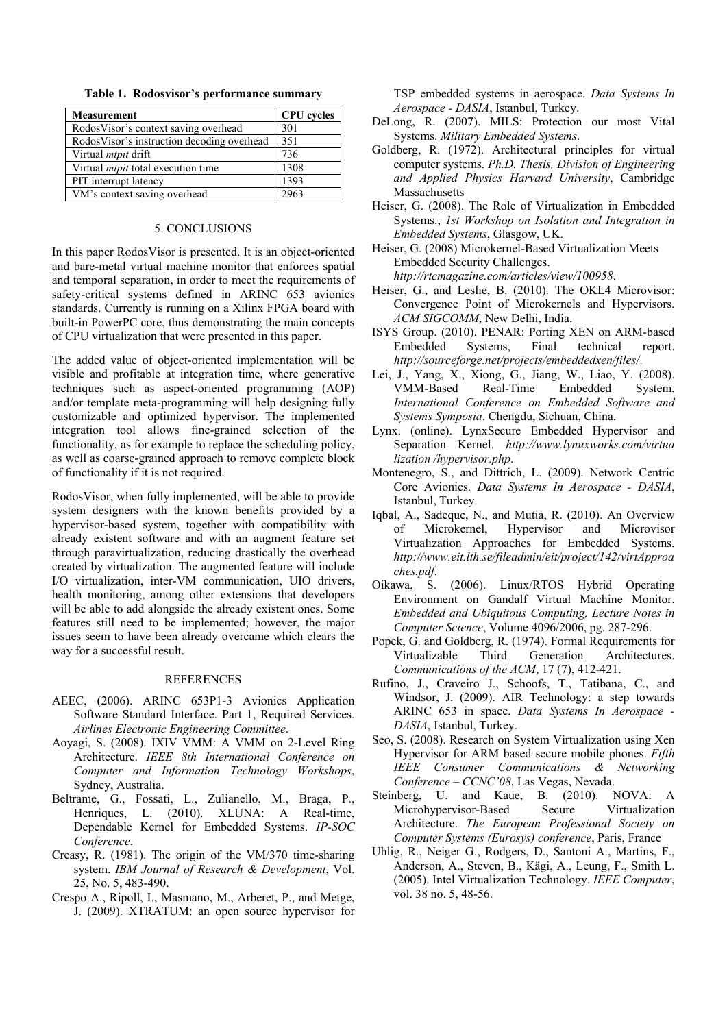**Table 1. Rodosvisor's performance summary**

| Measurement | CPU cycles |
| --- | --- |
| RodosVisor's context saving overhead | 301 |
| RodosVisor's instruction decoding overhead | 351 |
| Virtual *mtpit* drift | 736 |
| Virtual *mtpit* total execution time | 1308 |
| PIT interrupt latency | 1393 |
| VM's context saving overhead | 2963 |

## 5. CONCLUSIONS

In this paper RodosVisor is presented. It is an object-oriented and bare-metal virtual machine monitor that enforces spatial and temporal separation, in order to meet the requirements of safety-critical systems defined in ARINC 653 avionics standards. Currently is running on a Xilinx FPGA board with built-in PowerPC core, thus demonstrating the main concepts of CPU virtualization that were presented in this paper.

The added value of object-oriented implementation will be visible and profitable at integration time, where generative techniques such as aspect-oriented programming (AOP) and/or template meta-programming will help designing fully customizable and optimized hypervisor. The implemented integration tool allows fine-grained selection of the functionality, as for example to replace the scheduling policy, as well as coarse-grained approach to remove complete block of functionality if it is not required.

RodosVisor, when fully implemented, will be able to provide system designers with the known benefits provided by a hypervisor-based system, together with compatibility with already existent software and with an augment feature set through paravirtualization, reducing drastically the overhead created by virtualization. The augmented feature will include I/O virtualization, inter-VM communication, UIO drivers, health monitoring, among other extensions that developers will be able to add alongside the already existent ones. Some features still need to be implemented; however, the major issues seem to have been already overcame which clears the way for a successful result.

## REFERENCES

AEEC, (2006). ARINC 653P1-3 Avionics Application Software Standard Interface. Part 1, Required Services. *Airlines Electronic Engineering Committee*.

Aoyagi, S. (2008). IXIV VMM: A VMM on 2-Level Ring Architecture. *IEEE 8th International Conference on Computer and Information Technology Workshops*, Sydney, Australia.

Beltrame, G., Fossati, L., Zulianello, M., Braga, P., Henriques, L. (2010). XLUNA: A Real-time, Dependable Kernel for Embedded Systems. *IP-SOC Conference*.

Creasy, R. (1981). The origin of the VM/370 time-sharing system. *IBM Journal of Research & Development*, Vol. 25, No. 5, 483-490.

Crespo A., Ripoll, I., Masmano, M., Arberet, P., and Metge, J. (2009). XTRATUM: an open source hypervisor for TSP embedded systems in aerospace. *Data Systems In Aerospace - DASIA*, Istanbul, Turkey.

DeLong, R. (2007). MILS: Protection our most Vital Systems. *Military Embedded Systems*.

Goldberg, R. (1972). Architectural principles for virtual computer systems. *Ph.D. Thesis, Division of Engineering and Applied Physics Harvard University*, Cambridge Massachusetts

Heiser, G. (2008). The Role of Virtualization in Embedded Systems., *1st Workshop on Isolation and Integration in Embedded Systems*, Glasgow, UK.

Heiser, G. (2008) Microkernel-Based Virtualization Meets Embedded Security Challenges. *http://rtcmagazine.com/articles/view/100958*.

Heiser, G., and Leslie, B. (2010). The OKL4 Microvisor: Convergence Point of Microkernels and Hypervisors. *ACM SIGCOMM*, New Delhi, India.

ISYS Group. (2010). PENAR: Porting XEN on ARM-based Embedded Systems, Final technical report. *http://sourceforge.net/projects/embeddedxen/files/*.

Lei, J., Yang, X., Xiong, G., Jiang, W., Liao, Y. (2008). VMM-Based Real-Time Embedded System. *International Conference on Embedded Software and Systems Symposia*. Chengdu, Sichuan, China.

Lynx. (online). LynxSecure Embedded Hypervisor and Separation Kernel. *http://www.lynuxworks.com/virtua lization /hypervisor.php*.

Montenegro, S., and Dittrich, L. (2009). Network Centric Core Avionics. *Data Systems In Aerospace - DASIA*, Istanbul, Turkey.

Iqbal, A., Sadeque, N., and Mutia, R. (2010). An Overview of Microkernel, Hypervisor and Microvisor Virtualization Approaches for Embedded Systems. *http://www.eit.lth.se/fileadmin/eit/project/142/virtApproa ches.pdf*.

Oikawa, S. (2006). Linux/RTOS Hybrid Operating Environment on Gandalf Virtual Machine Monitor. *Embedded and Ubiquitous Computing, Lecture Notes in Computer Science*, Volume 4096/2006, pg. 287-296.

Popek, G. and Goldberg, R. (1974). Formal Requirements for Virtualizable Third Generation Architectures. *Communications of the ACM*, 17 (7), 412-421.

Rufino, J., Craveiro J., Schoofs, T., Tatibana, C., and Windsor, J. (2009). AIR Technology: a step towards ARINC 653 in space. *Data Systems In Aerospace - DASIA*, Istanbul, Turkey.

Seo, S. (2008). Research on System Virtualization using Xen Hypervisor for ARM based secure mobile phones. *Fifth IEEE Consumer Communications & Networking Conference – CCNC'08*, Las Vegas, Nevada.

Steinberg, U. and Kaue, B. (2010). NOVA: A Microhypervisor-Based Secure Virtualization Architecture. *The European Professional Society on Computer Systems (Eurosys) conference*, Paris, France

Uhlig, R., Neiger G., Rodgers, D., Santoni A., Martins, F., Anderson, A., Steven, B., Kägi, A., Leung, F., Smith L. (2005). Intel Virtualization Technology. *IEEE Computer*, vol. 38 no. 5, 48-56.